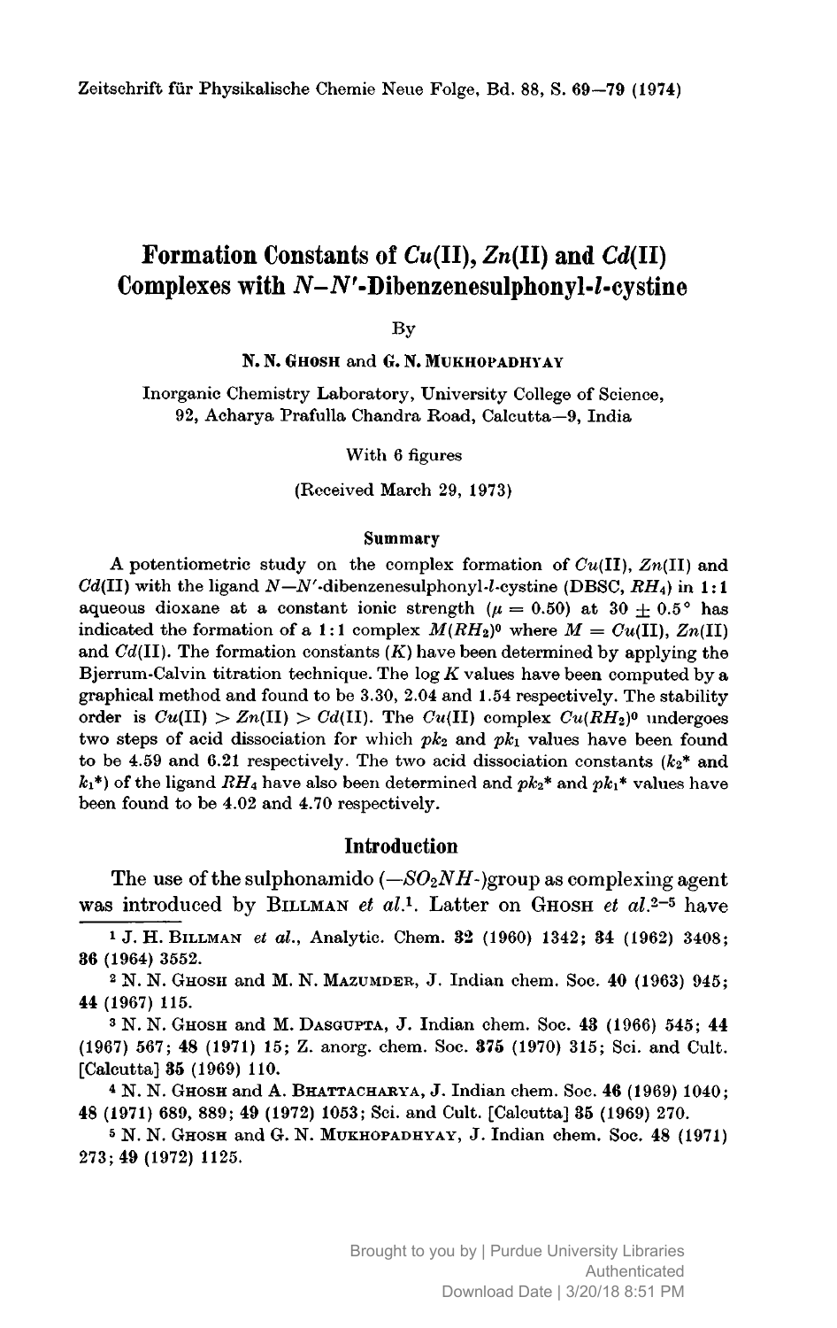Zeitschrift für Physikalische Chemie Neue Folge, Bd. 88, S. 69–79 (1974)

# Formation Constants of $Cu$(II), $Zn$(II) and $Cd$(II) Complexes with $N$–$N'$-Dibenzenesulphonyl-$l$-cystine

By

**N. N. Ghosh** and **G. N. Mukhopadhyay**

Inorganic Chemistry Laboratory, University College of Science, 92, Acharya Prafulla Chandra Road, Calcutta–9, India

With 6 figures

(Received March 29, 1973)

## Summary

A potentiometric study on the complex formation of $Cu$(II), $Zn$(II) and $Cd$(II) with the ligand $N$–$N'$-dibenzenesulphonyl-$l$-cystine (DBSC, $RH_4$) in 1:1 aqueous dioxane at a constant ionic strength ($\mu = 0.50$) at $30 \pm 0.5°$ has indicated the formation of a 1:1 complex $M(RH_2)^0$ where $M = Cu$(II), $Zn$(II) and $Cd$(II). The formation constants ($K$) have been determined by applying the Bjerrum-Calvin titration technique. The log $K$ values have been computed by a graphical method and found to be 3.30, 2.04 and 1.54 respectively. The stability order is $Cu$(II) > $Zn$(II) > $Cd$(II). The $Cu$(II) complex $Cu(RH_2)^0$ undergoes two steps of acid dissociation for which $pk_2$ and $pk_1$ values have been found to be 4.59 and 6.21 respectively. The two acid dissociation constants ($k_2^*$ and $k_1^*$) of the ligand $RH_4$ have also been determined and $pk_2^*$ and $pk_1^*$ values have been found to be 4.02 and 4.70 respectively.

## Introduction

The use of the sulphonamido ($-SO_2NH$-)group as complexing agent was introduced by Billman *et al.*[1]. Latter on Ghosh *et al.*[2–5] have

[1] J. H. Billman *et al.*, Analytic. Chem. **32** (1960) 1342; **34** (1962) 3408; **36** (1964) 3552.

[2] N. N. Ghosh and M. N. Mazumder, J. Indian chem. Soc. **40** (1963) 945; **44** (1967) 115.

[3] N. N. Ghosh and M. Dasgupta, J. Indian chem. Soc. **43** (1966) 545; **44** (1967) 567; **48** (1971) 15; Z. anorg. chem. Soc. **375** (1970) 315; Sci. and Cult. [Calcutta] **35** (1969) 110.

[4] N. N. Ghosh and A. Bhattacharya, J. Indian chem. Soc. **46** (1969) 1040; **48** (1971) 689, 889; **49** (1972) 1053; Sci. and Cult. [Calcutta] **35** (1969) 270.

[5] N. N. Ghosh and G. N. Mukhopadhyay, J. Indian chem. Soc. **48** (1971) 273; **49** (1972) 1125.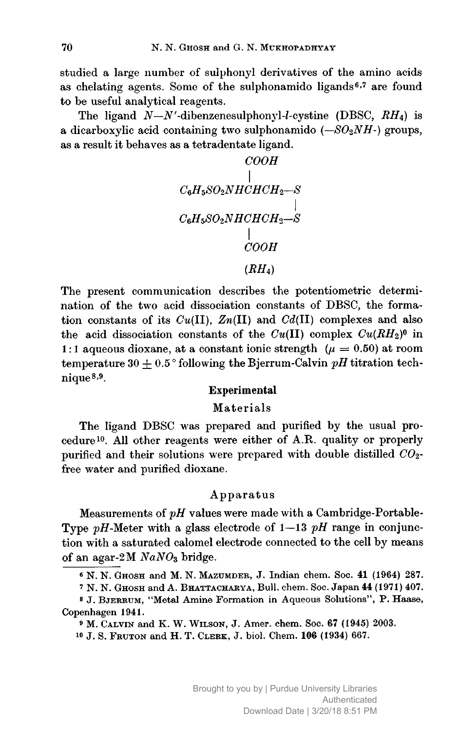studied a large number of sulphonyl derivatives of the amino acids as chelating agents. Some of the sulphonamido ligands[6,7] are found to be useful analytical reagents.

The ligand $N$—$N'$-dibenzenesulphonyl-$l$-cystine (DBSC, $RH_4$) is a dicarboxylic acid containing two sulphonamido ($-SO_2NH$-) groups, as a result it behaves as a tetradentate ligand.

```
                    COOH
                     |
C6H5SO2NHCHCH2—S
                          |
C6H5SO2NHCHCH2—S
                     |
                    COOH
```

$$(RH_4)$$

The present communication describes the potentiometric determination of the two acid dissociation constants of DBSC, the formation constants of its $Cu$(II), $Zn$(II) and $Cd$(II) complexes and also the acid dissociation constants of the $Cu$(II) complex $Cu(RH_2)^0$ in 1:1 aqueous dioxane, at a constant ionic strength ($\mu = 0.50$) at room temperature $30 \pm 0.5°$ following the Bjerrum-Calvin $pH$ titration technique[8,9].

## Experimental

### Materials

The ligand DBSC was prepared and purified by the usual procedure[10]. All other reagents were either of A.R. quality or properly purified and their solutions were prepared with double distilled $CO_2$-free water and purified dioxane.

### Apparatus

Measurements of $pH$ values were made with a Cambridge-Portable-Type $pH$-Meter with a glass electrode of 1—13 $pH$ range in conjunction with a saturated calomel electrode connected to the cell by means of an agar-2M $NaNO_3$ bridge.

---

[6] N. N. Ghosh and M. N. Mazumder, J. Indian chem. Soc. **41** (1964) 287.

[7] N. N. Ghosh and A. Bhattacharya, Bull. chem. Soc. Japan **44** (1971) 407.

[8] J. Bjerrum, "Metal Amine Formation in Aqueous Solutions", P. Haase, Copenhagen 1941.

[9] M. Calvin and K. W. Wilson, J. Amer. chem. Soc. **67** (1945) 2003.

[10] J. S. Fruton and H. T. Clerk, J. biol. Chem. **106** (1934) 667.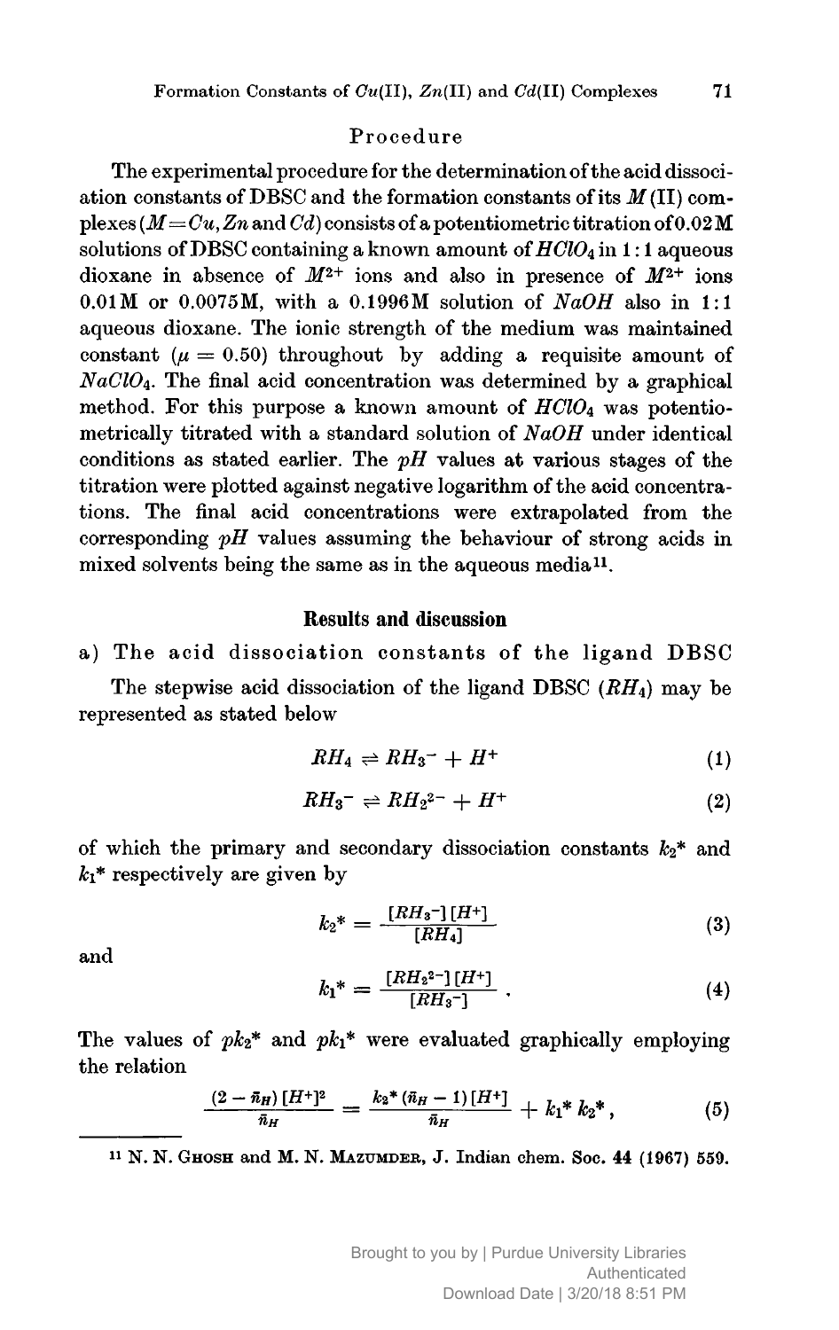## Procedure

The experimental procedure for the determination of the acid dissociation constants of DBSC and the formation constants of its $M$(II) complexes ($M = Cu, Zn$ and $Cd$) consists of a potentiometric titration of 0.02 M solutions of DBSC containing a known amount of $HClO_4$ in 1 : 1 aqueous dioxane in absence of $M^{2+}$ ions and also in presence of $M^{2+}$ ions 0.01M or 0.0075M, with a 0.1996M solution of $NaOH$ also in 1 : 1 aqueous dioxane. The ionic strength of the medium was maintained constant ($\mu = 0.50$) throughout by adding a requisite amount of $NaClO_4$. The final acid concentration was determined by a graphical method. For this purpose a known amount of $HClO_4$ was potentiometrically titrated with a standard solution of $NaOH$ under identical conditions as stated earlier. The $pH$ values at various stages of the titration were plotted against negative logarithm of the acid concentrations. The final acid concentrations were extrapolated from the corresponding $pH$ values assuming the behaviour of strong acids in mixed solvents being the same as in the aqueous media[11].

## Results and discussion

### a) The acid dissociation constants of the ligand DBSC

The stepwise acid dissociation of the ligand DBSC ($RH_4$) may be represented as stated below

$$RH_4 \rightleftharpoons RH_3^- + H^+ \tag{1}$$

$$RH_3^- \rightleftharpoons RH_2^{2-} + H^+ \tag{2}$$

of which the primary and secondary dissociation constants $k_2^*$ and $k_1^*$ respectively are given by

$$k_2^* = \frac{[RH_3^-][H^+]}{[RH_4]} \tag{3}$$

and

$$k_1^* = \frac{[RH_2^{2-}][H^+]}{[RH_3^-]} \, . \tag{4}$$

The values of $pk_2^*$ and $pk_1^*$ were evaluated graphically employing the relation

$$\frac{(2 - \bar{n}_H)[H^+]^2}{\bar{n}_H} = \frac{k_2^* (\bar{n}_H - 1)[H^+]}{\bar{n}_H} + k_1^* k_2^* \, , \tag{5}$$

---

[11] N. N. Ghosh and M. N. Mazumder, J. Indian chem. Soc. 44 (1967) 559.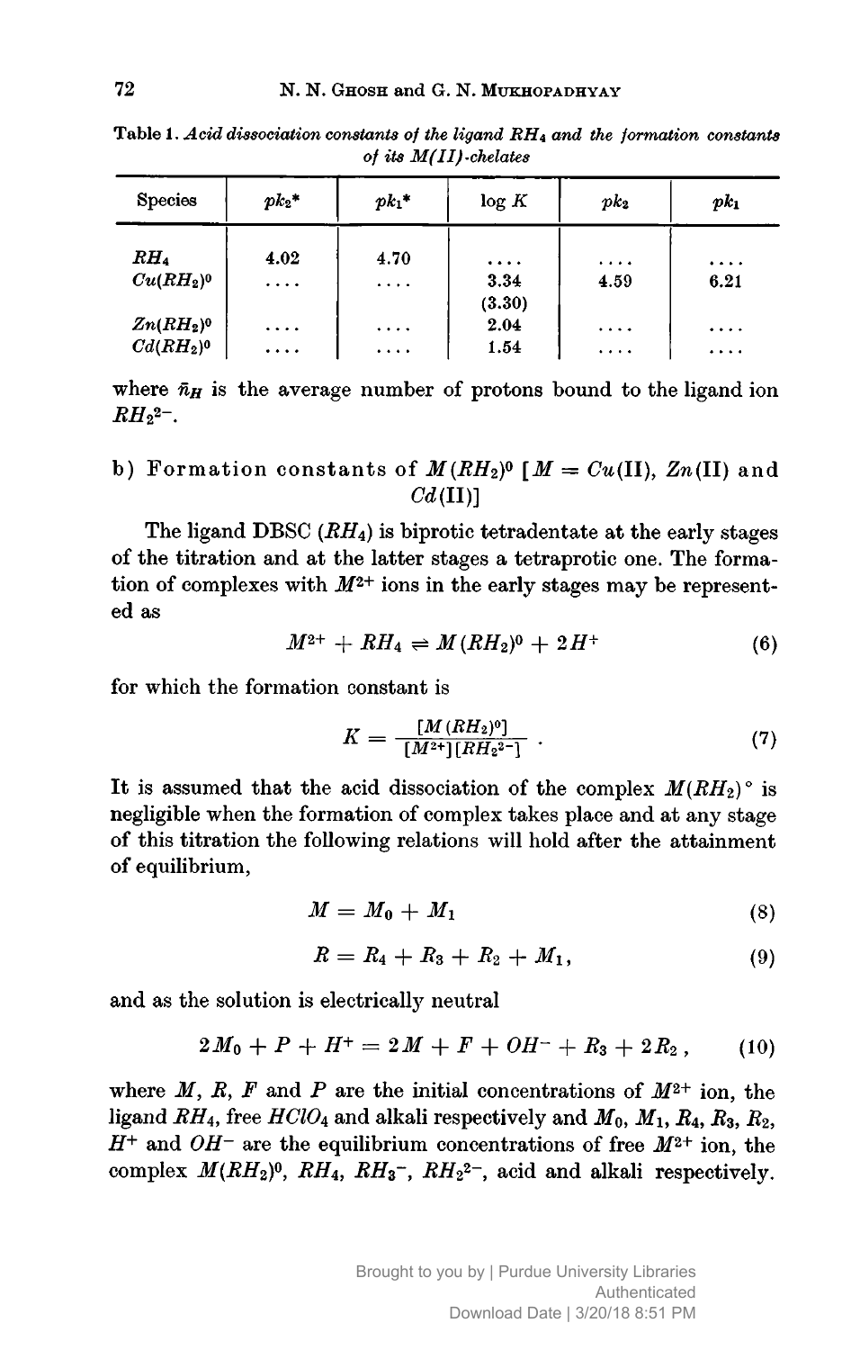**Table 1.** *Acid dissociation constants of the ligand $RH_4$ and the formation constants of its M(II)-chelates*

| Species | $pk_2$* | $pk_1$* | log $K$ | $pk_2$ | $pk_1$ |
|---|---|---|---|---|---|
| $RH_4$ | 4.02 | 4.70 | .... | .... | .... |
| $Cu(RH_2)^0$ | .... | .... | 3.34 (3.30) | 4.59 | 6.21 |
| $Zn(RH_2)^0$ | .... | .... | 2.04 | .... | .... |
| $Cd(RH_2)^0$ | .... | .... | 1.54 | .... | .... |

where $\bar{n}_H$ is the average number of protons bound to the ligand ion $RH_2^{2-}$.

### b) Formation constants of $M(RH_2)^0$ [$M = Cu$(II), $Zn$(II) and $Cd$(II)]

The ligand DBSC ($RH_4$) is biprotic tetradentate at the early stages of the titration and at the latter stages a tetraprotic one. The formation of complexes with $M^{2+}$ ions in the early stages may be represented as

$$M^{2+} + RH_4 \rightleftharpoons M(RH_2)^0 + 2H^+ \tag{6}$$

for which the formation constant is

$$K = \frac{[M(RH_2)^0]}{[M^{2+}][RH_2^{2-}]} . \tag{7}$$

It is assumed that the acid dissociation of the complex $M(RH_2)^\circ$ is negligible when the formation of complex takes place and at any stage of this titration the following relations will hold after the attainment of equilibrium,

$$M = M_0 + M_1 \tag{8}$$

$$R = R_4 + R_3 + R_2 + M_1, \tag{9}$$

and as the solution is electrically neutral

$$2M_0 + P + H^+ = 2M + F + OH^- + R_3 + 2R_2 , \tag{10}$$

where $M$, $R$, $F$ and $P$ are the initial concentrations of $M^{2+}$ ion, the ligand $RH_4$, free $HClO_4$ and alkali respectively and $M_0$, $M_1$, $R_4$, $R_3$, $R_2$, $H^+$ and $OH^-$ are the equilibrium concentrations of free $M^{2+}$ ion, the complex $M(RH_2)^0$, $RH_4$, $RH_3^-$, $RH_2^{2-}$, acid and alkali respectively.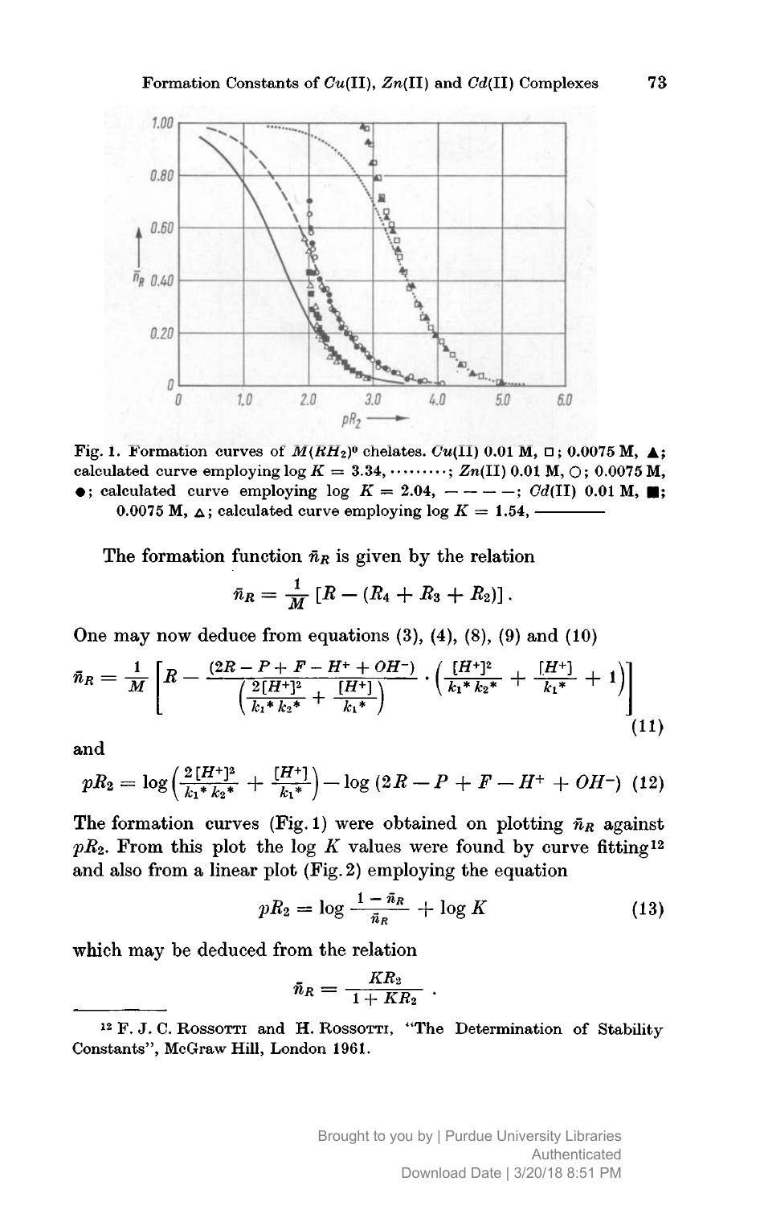Fig. 1. Formation curves of $M(RH_2)^0$ chelates. $Cu$(II) 0.01 M, □; 0.0075 M, ▲; calculated curve employing log $K$ = 3.34, ·········; $Zn$(II) 0.01 M, ○; 0.0075 M, ●; calculated curve employing log $K$ = 2.04, — — — —; $Cd$(II) 0.01 M, ■; 0.0075 M, △; calculated curve employing log $K$ = 1.54, ————

The formation function $\bar{n}_R$ is given by the relation

$$\bar{n}_R = \frac{1}{M}\left[R - (R_4 + R_3 + R_2)\right].$$

One may now deduce from equations (3), (4), (8), (9) and (10)

$$\bar{n}_R = \frac{1}{M}\left[R - \frac{(2R - P + F - H^+ + OH^-)}{\left(\frac{2[H^+]^2}{k_1^* k_2^*} + \frac{[H^+]}{k_1^*}\right)} \cdot \left(\frac{[H^+]^2}{k_1^* k_2^*} + \frac{[H^+]}{k_1^*} + 1\right)\right] \tag{11}$$

and

$$pR_2 = \log\left(\frac{2[H^+]^2}{k_1^* k_2^*} + \frac{[H^+]}{k_1^*}\right) - \log\left(2R - P + F - H^+ + OH^-\right) \tag{12}$$

The formation curves (Fig. 1) were obtained on plotting $\bar{n}_R$ against $pR_2$. From this plot the log $K$ values were found by curve fitting[12] and also from a linear plot (Fig. 2) employing the equation

$$pR_2 = \log\frac{1 - \bar{n}_R}{\bar{n}_R} + \log K \tag{13}$$

which may be deduced from the relation

$$\bar{n}_R = \frac{KR_2}{1 + KR_2}.$$

---

[12] F. J. C. Rossotti and H. Rossotti, "The Determination of Stability Constants", McGraw Hill, London 1961.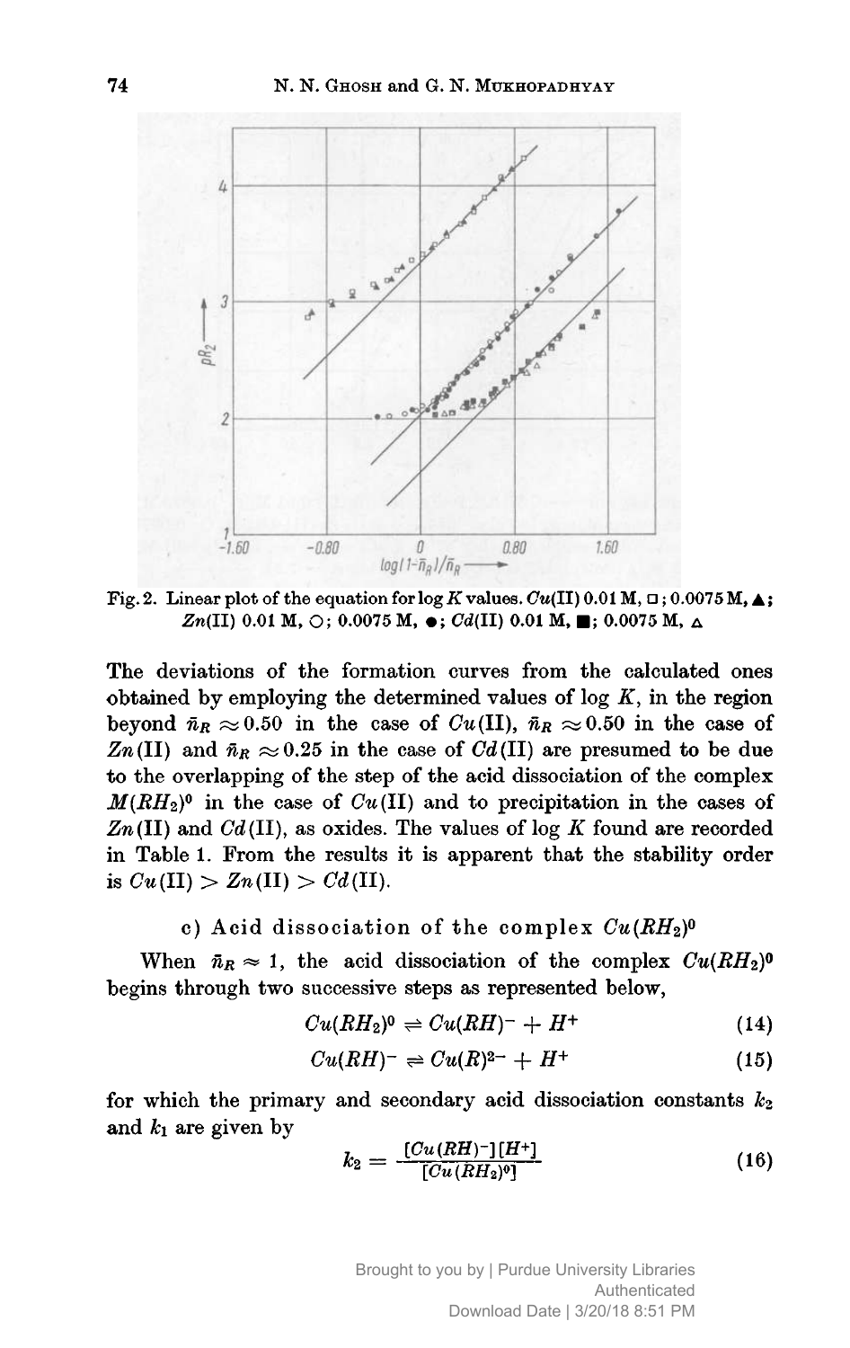Fig. 2. Linear plot of the equation for log $K$ values. $Cu$(II) 0.01 M, □; 0.0075 M, ▲; $Zn$(II) 0.01 M, ○; 0.0075 M, ●; $Cd$(II) 0.01 M, ■; 0.0075 M, △

The deviations of the formation curves from the calculated ones obtained by employing the determined values of log $K$, in the region beyond $\bar{n}_R \approx 0.50$ in the case of $Cu$(II), $\bar{n}_R \approx 0.50$ in the case of $Zn$(II) and $\bar{n}_R \approx 0.25$ in the case of $Cd$(II) are presumed to be due to the overlapping of the step of the acid dissociation of the complex $M(RH_2)^0$ in the case of $Cu$(II) and to precipitation in the cases of $Zn$(II) and $Cd$(II), as oxides. The values of log $K$ found are recorded in Table 1. From the results it is apparent that the stability order is $Cu(II) > Zn(II) > Cd(II)$.

### c) Acid dissociation of the complex $Cu(RH_2)^0$

When $\bar{n}_R \approx 1$, the acid dissociation of the complex $Cu(RH_2)^0$ begins through two successive steps as represented below,

$$Cu(RH_2)^0 \rightleftharpoons Cu(RH)^- + H^+ \tag{14}$$

$$Cu(RH)^- \rightleftharpoons Cu(R)^{2-} + H^+ \tag{15}$$

for which the primary and secondary acid dissociation constants $k_2$ and $k_1$ are given by

$$k_2 = \frac{[Cu(RH)^-][H^+]}{[Cu(RH_2)^0]} \tag{16}$$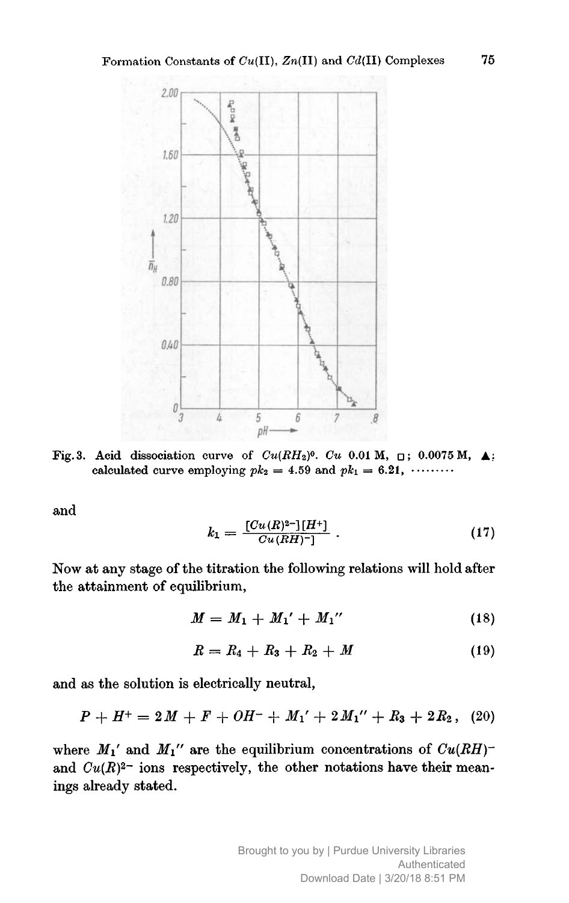Fig. 3. Acid dissociation curve of $Cu(RH_2)^0$. $Cu$ 0.01 M, □; 0.0075 M, ▲; calculated curve employing $pk_2 = 4.59$ and $pk_1 = 6.21$, ·········

and

$$k_1 = \frac{[Cu(R)^{2-}][H^+]}{Cu(RH)^-]} . \quad (17)$$

Now at any stage of the titration the following relations will hold after the attainment of equilibrium,

$$M = M_1 + M_1' + M_1'' \quad (18)$$

$$R = R_4 + R_3 + R_2 + M \quad (19)$$

and as the solution is electrically neutral,

$$P + H^+ = 2M + F + OH^- + M_1' + 2M_1'' + R_3 + 2R_2 , \quad (20)$$

where $M_1'$ and $M_1''$ are the equilibrium concentrations of $Cu(RH)^-$ and $Cu(R)^{2-}$ ions respectively, the other notations have their meanings already stated.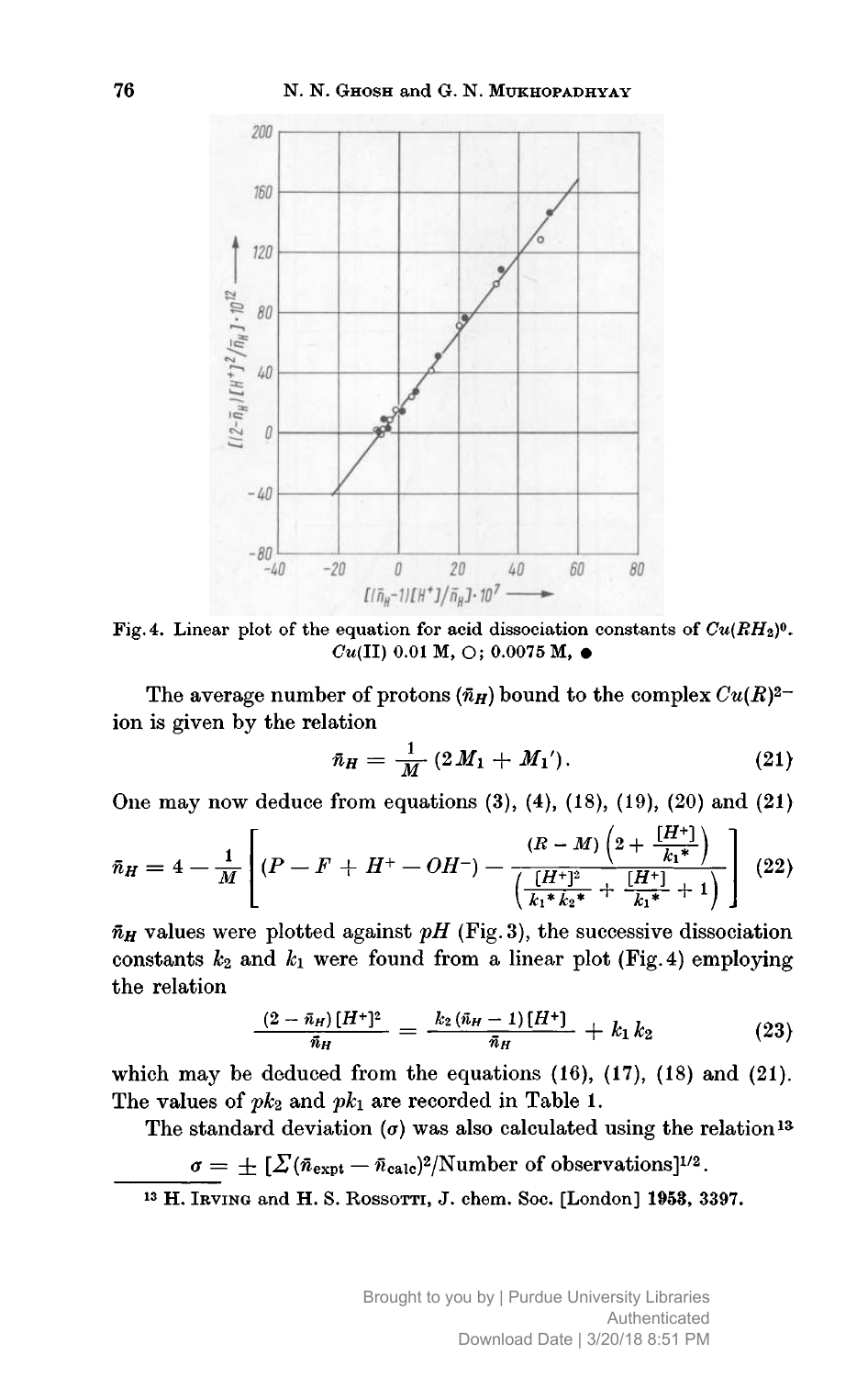Fig. 4. Linear plot of the equation for acid dissociation constants of $Cu(RH_2)^0$. $Cu$(II) 0.01 M, ○; 0.0075 M, ●

The average number of protons ($\bar{n}_H$) bound to the complex $Cu(R)^{2-}$ ion is given by the relation

$$\bar{n}_H = \frac{1}{M}(2M_1 + M_1'). \tag{21}$$

One may now deduce from equations (3), (4), (18), (19), (20) and (21)

$$\bar{n}_H = 4 - \frac{1}{M}\left[(P - F + H^+ - OH^-) - \frac{(R - M)\left(2 + \frac{[H^+]}{k_1{}^*}\right)}{\left(\frac{[H^+]^2}{k_1{}^* k_2{}^*} + \frac{[H^+]}{k_1{}^*} + 1\right)}\right] \tag{22}$$

$\bar{n}_H$ values were plotted against $pH$ (Fig. 3), the successive dissociation constants $k_2$ and $k_1$ were found from a linear plot (Fig. 4) employing the relation

$$\frac{(2 - \bar{n}_H)[H^+]^2}{\bar{n}_H} = \frac{k_2(\bar{n}_H - 1)[H^+]}{\bar{n}_H} + k_1 k_2 \tag{23}$$

which may be deduced from the equations (16), (17), (18) and (21). The values of $pk_2$ and $pk_1$ are recorded in Table 1.

The standard deviation ($\sigma$) was also calculated using the relation[13]

$$\sigma = \pm\,[\Sigma(\bar{n}_{\text{expt}} - \bar{n}_{\text{calc}})^2/\text{Number of observations}]^{1/2}.$$

[13] H. Irving and H. S. Rossotti, J. chem. Soc. [London] 1953, 3397.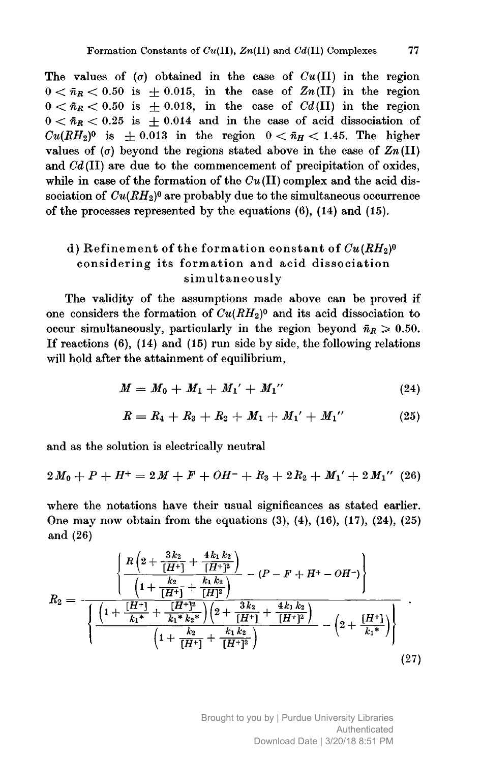The values of ($\sigma$) obtained in the case of $Cu$(II) in the region $0 < \bar{n}_R < 0.50$ is $\pm 0.015$, in the case of $Zn$(II) in the region $0 < \bar{n}_R < 0.50$ is $\pm 0.018$, in the case of $Cd$(II) in the region $0 < \bar{n}_R < 0.25$ is $\pm 0.014$ and in the case of acid dissociation of $Cu(RH_2)^0$ is $\pm 0.013$ in the region $0 < \bar{n}_H < 1.45$. The higher values of ($\sigma$) beyond the regions stated above in the case of $Zn$(II) and $Cd$(II) are due to the commencement of precipitation of oxides, while in case of the formation of the $Cu$(II) complex and the acid dissociation of $Cu(RH_2)^0$ are probably due to the simultaneous occurrence of the processes represented by the equations (6), (14) and (15).

### d) Refinement of the formation constant of $Cu(RH_2)^0$ considering its formation and acid dissociation simultaneously

The validity of the assumptions made above can be proved if one considers the formation of $Cu(RH_2)^0$ and its acid dissociation to occur simultaneously, particularly in the region beyond $\bar{n}_R \geqslant 0.50$. If reactions (6), (14) and (15) run side by side, the following relations will hold after the attainment of equilibrium,

$$M = M_0 + M_1 + M_1' + M_1'' \tag{24}$$

$$R = R_4 + R_3 + R_2 + M_1 + M_1' + M_1'' \tag{25}$$

and as the solution is electrically neutral

$$2M_0 + P + H^+ = 2M + F + OH^- + R_3 + 2R_2 + M_1' + 2M_1'' \tag{26}$$

where the notations have their usual significances as stated earlier. One may now obtain from the equations (3), (4), (16), (17), (24), (25) and (26)

$$R_2 = \frac{\left\{ \dfrac{R\left(2 + \dfrac{3k_2}{[H^+]} + \dfrac{4k_1 k_2}{[H^+]^2}\right)}{\left(1 + \dfrac{k_2}{[H^+]} + \dfrac{k_1 k_2}{[H]^2}\right)} - (P - F + H^+ - OH^-) \right\}}{\left\{ \dfrac{\left(1 + \dfrac{[H^+]}{k_1^*} + \dfrac{[H^+]^2}{k_1^* k_2^*}\right)\left(2 + \dfrac{3k_2}{[H^+]} + \dfrac{4k_1 k_2}{[H^+]^2}\right)}{\left(1 + \dfrac{k_2}{[H^+]} + \dfrac{k_1 k_2}{[H^+]^2}\right)} - \left(2 + \dfrac{[H^+]}{k_1^*}\right) \right\}} \tag{27}$$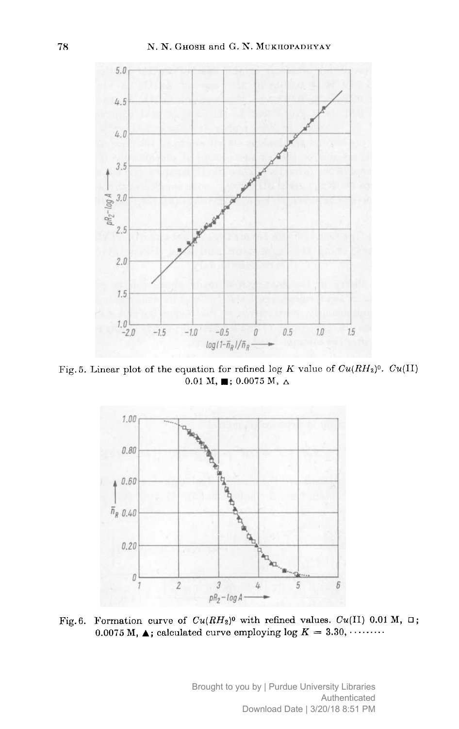Fig. 5. Linear plot of the equation for refined log $K$ value of $Cu(RH_2)^0$. $Cu$(II) 0.01 M, ■; 0.0075 M, △

Fig. 6. Formation curve of $Cu(RH_2)^0$ with refined values. $Cu$(II) 0.01 M, □; 0.0075 M, ▲; calculated curve employing log $K = 3.30$, ·········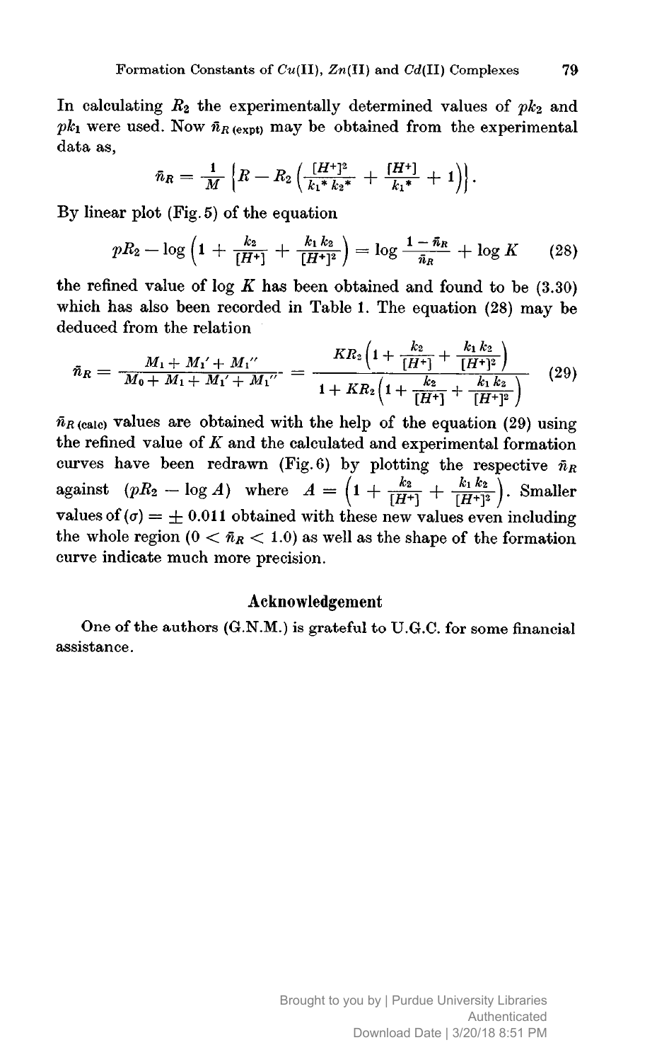In calculating $R_2$ the experimentally determined values of $pk_2$ and $pk_1$ were used. Now $\bar{n}_{R\,(\mathrm{expt})}$ may be obtained from the experimental data as,

$$\bar{n}_R = \frac{1}{M}\left\{R - R_2\left(\frac{[H^+]^2}{k_1^* \, k_2^*} + \frac{[H^+]}{k_1^*} + 1\right)\right\}.$$

By linear plot (Fig. 5) of the equation

$$pR_2 - \log\left(1 + \frac{k_2}{[H^+]} + \frac{k_1 \, k_2}{[H^+]^2}\right) = \log\frac{1 - \bar{n}_R}{\bar{n}_R} + \log K \qquad (28)$$

the refined value of $\log K$ has been obtained and found to be (3.30) which has also been recorded in Table 1. The equation (28) may be deduced from the relation

$$\bar{n}_R = \frac{M_1 + M_1' + M_1''}{M_0 + M_1 + M_1' + M_1''} = \frac{KR_2\left(1 + \frac{k_2}{[H^+]} + \frac{k_1 \, k_2}{[H^+]^2}\right)}{1 + KR_2\left(1 + \frac{k_2}{[H^+]} + \frac{k_1 \, k_2}{[H^+]^2}\right)} \qquad (29)$$

$\bar{n}_{R\,(\mathrm{calc})}$ values are obtained with the help of the equation (29) using the refined value of $K$ and the calculated and experimental formation curves have been redrawn (Fig. 6) by plotting the respective $\bar{n}_R$ against $(pR_2 - \log A)$ where $A = \left(1 + \frac{k_2}{[H^+]} + \frac{k_1 \, k_2}{[H^+]^2}\right)$. Smaller values of $(\sigma) = \pm\, 0.011$ obtained with these new values even including the whole region $(0 < \bar{n}_R < 1.0)$ as well as the shape of the formation curve indicate much more precision.

## Acknowledgement

One of the authors (G.N.M.) is grateful to U.G.C. for some financial assistance.